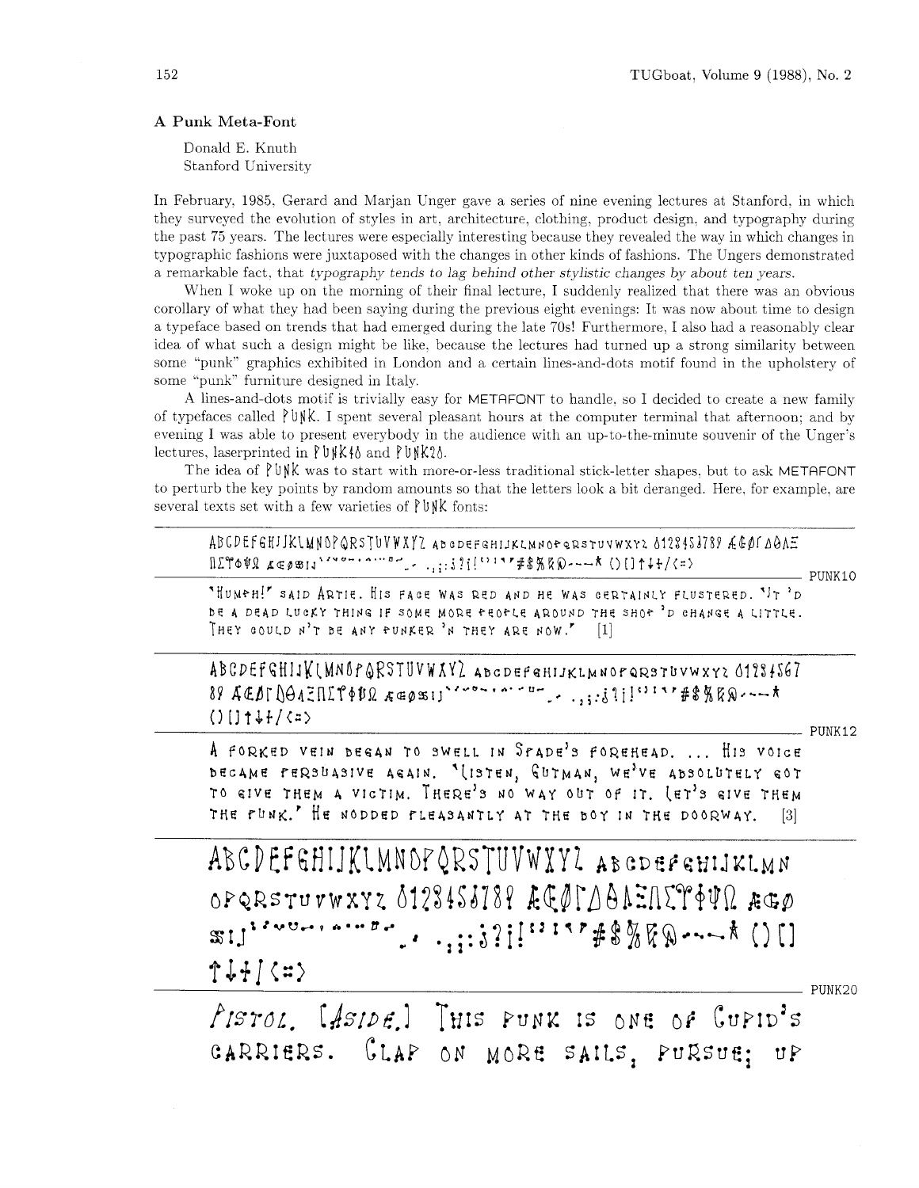## A Punk Meta-Font

Donald E. Knuth
Stanford University

In February, 1985, Gerard and Marjan Unger gave a series of nine evening lectures at Stanford, in which they surveyed the evolution of styles in art, architecture, clothing, product design, and typography during the past 75 years. The lectures were especially interesting because they revealed the way in which changes in typographic fashions were juxtaposed with the changes in other kinds of fashions. The Ungers demonstrated a remarkable fact, that *typography tends to lag behind other stylistic changes by about ten years.*

When I woke up on the morning of their final lecture, I suddenly realized that there was an obvious corollary of what they had been saying during the previous eight evenings: It was now about time to design a typeface based on trends that had emerged during the late 70s! Furthermore, I also had a reasonably clear idea of what such a design might be like, because the lectures had turned up a strong similarity between some "punk" graphics exhibited in London and a certain lines-and-dots motif found in the upholstery of some "punk" furniture designed in Italy.

A lines-and-dots motif is trivially easy for METAFONT to handle, so I decided to create a new family of typefaces called PUNK. I spent several pleasant hours at the computer terminal that afternoon; and by evening I was able to present everybody in the audience with an up-to-the-minute souvenir of the Unger's lectures, laserprinted in PUNK10 and PUNK20.

The idea of PUNK was to start with more-or-less traditional stick-letter shapes, but to ask METAFONT to perturb the key points by random amounts so that the letters look a bit deranged. Here, for example, are several texts set with a few varieties of PUNK fonts:

---

ABCDEFGHIJKLMNOPQRSTUVWXYZ abcdefghijklmnopqrstuvwxyz 0123456789 ÆŒØΓΔΘΛΞ ΠΣΥΦΨΩ æœøßıȷ ˋˊˇ˘¯˚¸ ˝˜¨ .,;:¡?¡!'"'"#$%&@---* ()[]↑↓+/<=>

PUNK10

"Humph!" said Artie. His face was red and he was certainly flustered. "It 'd be a dead lucky thing if some more people around the shop 'd change a little. They could n't be any punker 'n they are now." [1]

---

ABCDEFGHIJKLMNOPQRSTUVWXYZ abcdefghijklmnopqrstuvwxyz 0123456789 ÆŒØΓΔΘΛΞΠΣΥΦΨΩ æœøßıȷ ˋˊˇ˘¯˚¸ ˝˜¨ .,;:¡?¡!'"'"#$%&@---* ()[]↑↓+/<=>

PUNK12

A forked vein began to swell in Spade's forehead. ... His voice became persuasive again. "Listen, Gutman, we've absolutely got to give them a victim. There's no way out of it. Let's give them the punk." He nodded pleasantly at the boy in the doorway. [3]

---

ABCDEFGHIJKLMNOPQRSTUVWXYZ abcdefghijklmn opqrstuvwxyz 0123456789 ÆŒØΓΔΘΛΞΠΣΥΦΨΩ æœø ßıȷ ˋˊˇ˘¯˚¸ ˝˜¨ .,;:¡?¡!'"'"#$%&@---* ()[] ↑↓+/<=>

PUNK20

*Pistol.* [*Aside.*] This punk is one of Cupid's carriers. Clap on more sails; pursue; up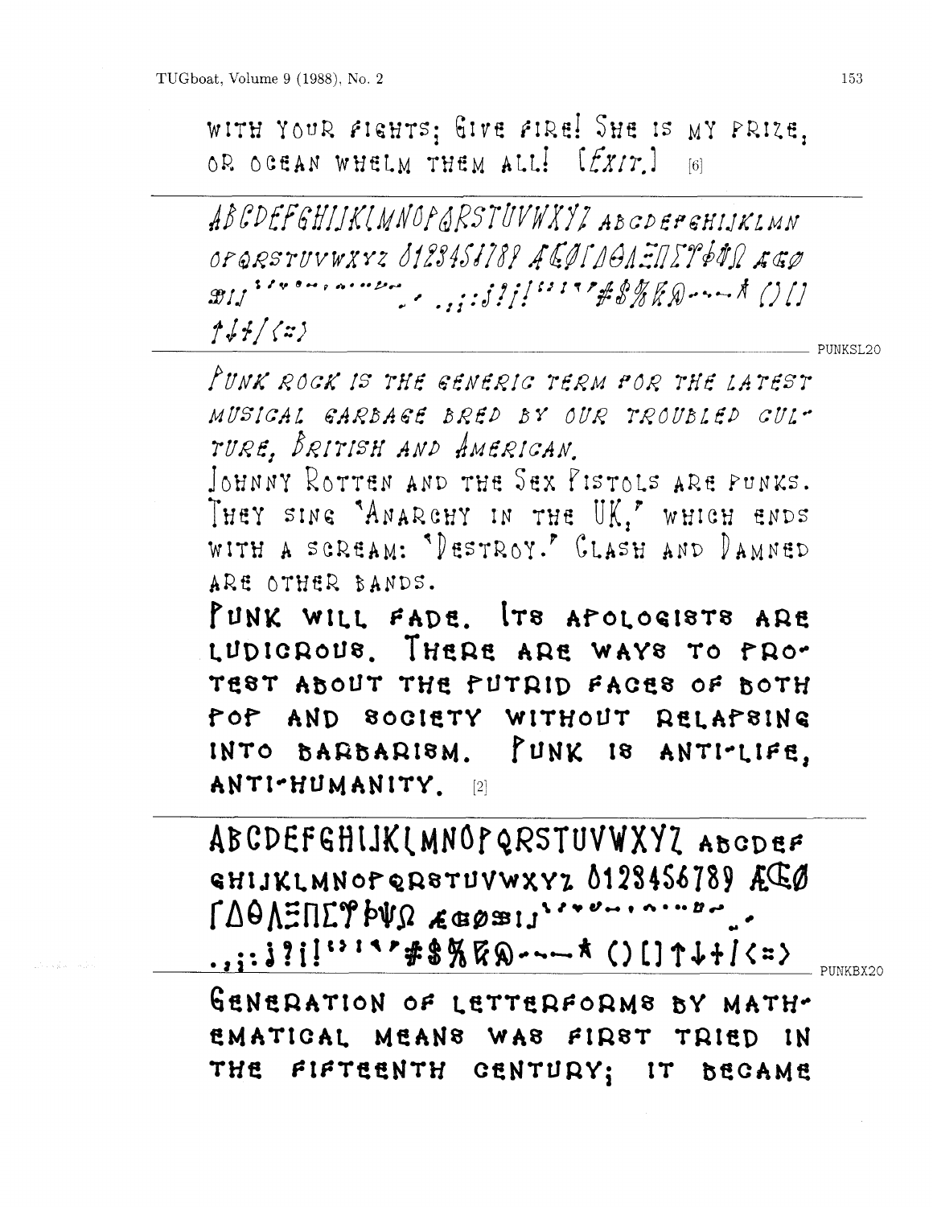WITH YOUR FIGHTS; GIVE FIRE! SHE IS MY PRIZE, OR OCEAN WHELM THEM ALL! [*EXIT.*] [6]

---

*ABCDEFGHIJKLMNOPQRSTUVWXYZ ABCDEFGHIJKLMN OPQRSTUVWXYZ 0123456789 ÆŒØΓΔΘΛΞΠΣΥΦΨΩ æœø ßıȷ ` ´ ˇ ˘ ¯ ˚ ¸ ~ ¨ ˝ ˙ . , ; : ¡ ? ¿ ! ' ' " " # $ % & @ - – — * ( ) [ ] ↑ ↓ + / < = >*

PUNKSL20

---

*PUNK ROCK IS THE GENERIC TERM FOR THE LATEST MUSICAL GARBAGE BRED BY OUR TROUBLED CULTURE, BRITISH AND AMERICAN.*

JOHNNY ROTTEN AND THE SEX PISTOLS ARE PUNKS. THEY SING 'ANARCHY IN THE UK,' WHICH ENDS WITH A SCREAM: 'DESTROY.' CLASH AND DAMNED ARE OTHER BANDS.

**PUNK WILL FADE. ITS APOLOGISTS ARE LUDICROUS. THERE ARE WAYS TO PROTEST ABOUT THE PUTRID FACES OF BOTH POP AND SOCIETY WITHOUT RELAPSING INTO BARBARISM. PUNK IS ANTI-LIFE, ANTI-HUMANITY.** [2]

---

**ABCDEFGHIJKLMNOPQRSTUVWXYZ ABCDEF GHIJKLMNOPQRSTUVWXYZ 0123456789 ÆŒØ ΓΔΘΛΞΠΣΥΦΨΩ æœøßıȷ ` ´ ˇ ˘ ¯ ˚ ¸ ~ ¨ ˝ ˙ . , ; : ¡ ? ¿ ! ' ' " " # $ % & @ - – — * ( ) [ ] ↑ ↓ + / < = >**

PUNKBX20

---

**GENERATION OF LETTERFORMS BY MATHEMATICAL MEANS WAS FIRST TRIED IN THE FIFTEENTH CENTURY; IT BECAME**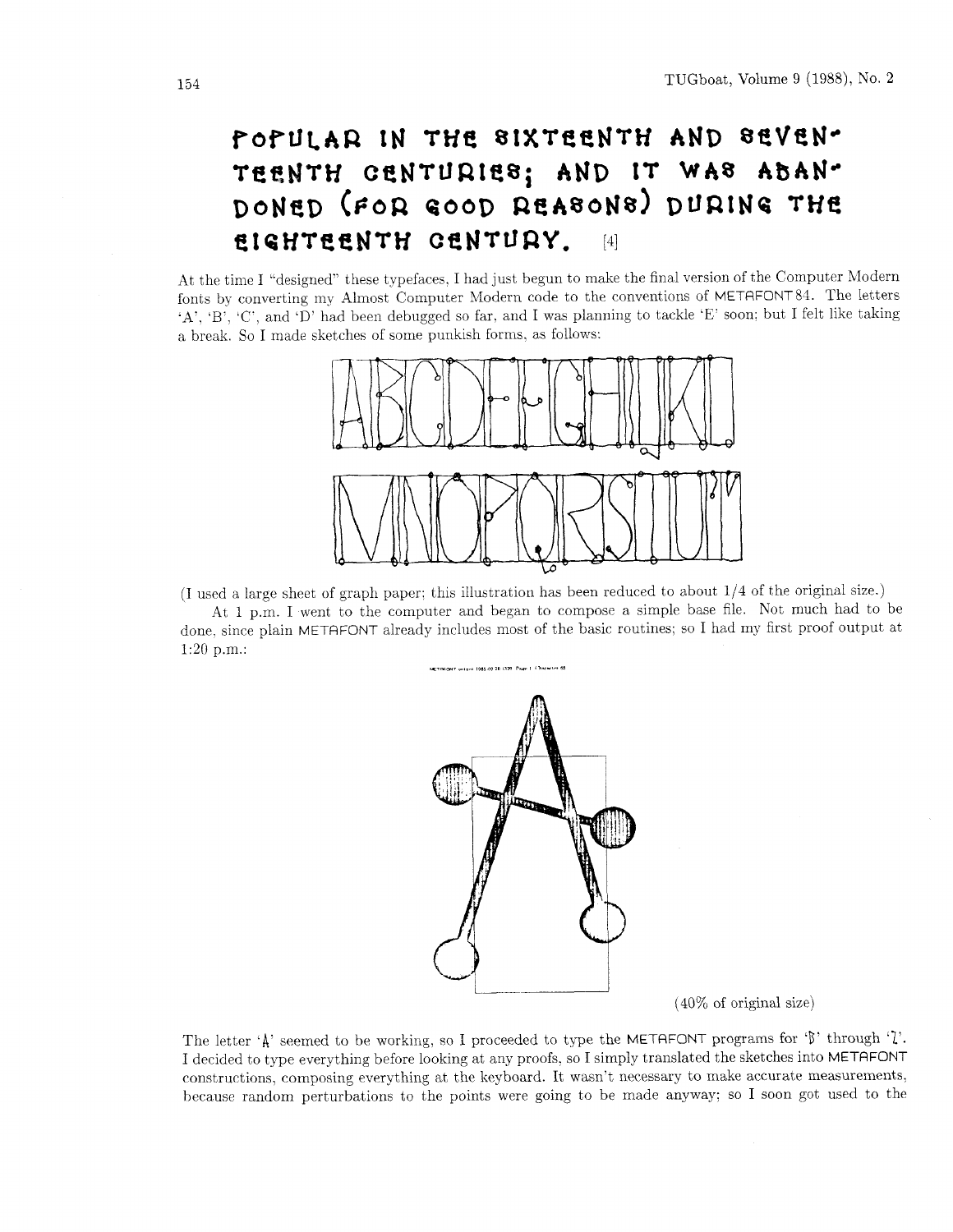POPULAR IN THE SIXTEENTH AND SEVEN-TEENTH CENTURIES; AND IT WAS ABAN-DONED (FOR GOOD REASONS) DURING THE EIGHTEENTH CENTURY. [4]

At the time I "designed" these typefaces, I had just begun to make the final version of the Computer Modern fonts by converting my Almost Computer Modern code to the conventions of METAFONT84. The letters 'A', 'B', 'C', and 'D' had been debugged so far, and I was planning to tackle 'E' soon; but I felt like taking a break. So I made sketches of some punkish forms, as follows:

(I used a large sheet of graph paper; this illustration has been reduced to about 1/4 of the original size.)

At 1 p.m. I went to the computer and began to compose a simple base file. Not much had to be done, since plain METAFONT already includes most of the basic routines; so I had my first proof output at 1:20 p.m.:

(40% of original size)

The letter 'A' seemed to be working, so I proceeded to type the METAFONT programs for 'B' through 'Z'. I decided to type everything before looking at any proofs, so I simply translated the sketches into METAFONT constructions, composing everything at the keyboard. It wasn't necessary to make accurate measurements, because random perturbations to the points were going to be made anyway; so I soon got used to the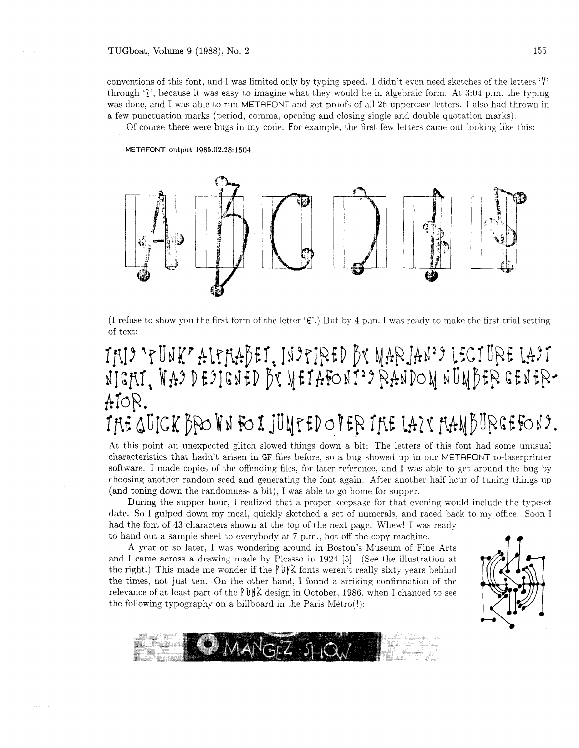conventions of this font, and I was limited only by typing speed. I didn't even need sketches of the letters 'V' through 'Z', because it was easy to imagine what they would be in algebraic form. At 3:04 p.m. the typing was done, and I was able to run METAFONT and get proofs of all 26 uppercase letters. I also had thrown in a few punctuation marks (period, comma, opening and closing single and double quotation marks).

Of course there were bugs in my code. For example, the first few letters came out looking like this:

METAFONT output 1985.02.28:1504

(I refuse to show you the first form of the letter 'G'.) But by 4 p.m. I was ready to make the first trial setting of text:

THIS "PUNK" ALPHABET, INSPIRED BY MARJAN'S LECTURE LAST NIGHT, WAS DESIGNED BY METAFONT'S RANDOM NUMBER GENERATOR.
THE QUICK BROWN FOX JUMPED OVER THE LAZY HAMBURGEFONS.

At this point an unexpected glitch slowed things down a bit: The letters of this font had some unusual characteristics that hadn't arisen in GF files before, so a bug showed up in our METAFONT-to-laserprinter software. I made copies of the offending files, for later reference, and I was able to get around the bug by choosing another random seed and generating the font again. After another half hour of tuning things up (and toning down the randomness a bit), I was able to go home for supper.

During the supper hour, I realized that a proper keepsake for that evening would include the typeset date. So I gulped down my meal, quickly sketched a set of numerals, and raced back to my office. Soon I had the font of 43 characters shown at the top of the next page. Whew! I was ready to hand out a sample sheet to everybody at 7 p.m., hot off the copy machine.

A year or so later, I was wondering around in Boston's Museum of Fine Arts and I came across a drawing made by Picasso in 1924 [5]. (See the illustration at the right.) This made me wonder if the PUNK fonts weren't really sixty years behind the times, not just ten. On the other hand, I found a striking confirmation of the relevance of at least part of the PUNK design in October, 1986, when I chanced to see the following typography on a billboard in the Paris Métro(!):

MANGEZ SHOW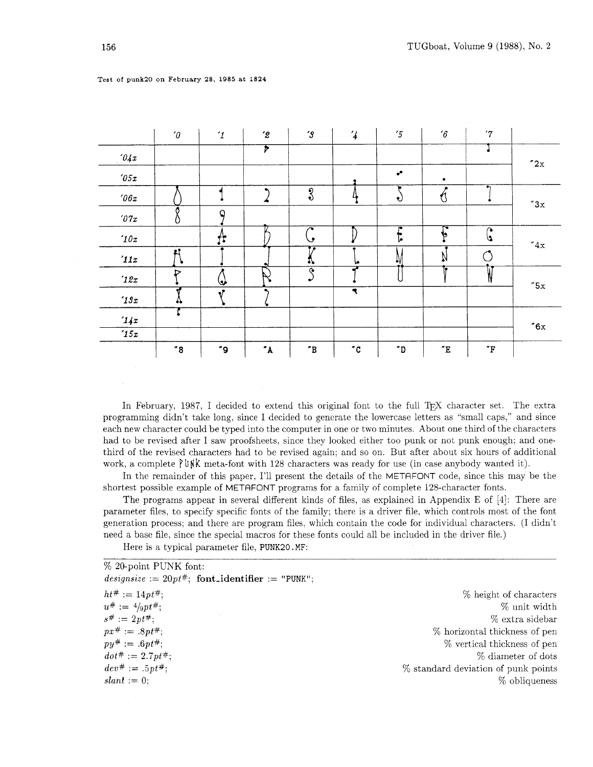Test of punk20 on February 28, 1985 at 1824

| | '0 | '1 | '2 | '3 | '4 | '5 | '6 | '7 | |
|---|---|---|---|---|---|---|---|---|---|
| '04x | | | ! | | | | | ' | "2x |
| '05x | | | | | | , | . | | |
| '06x | 0 | 1 | 2 | 3 | 4 | 5 | 6 | 7 | "3x |
| '07x | 8 | 9 | | | | | | | |
| '10x | | A | B | C | D | E | F | G | "4x |
| '11x | H | I | J | K | L | M | N | O | |
| '12x | P | Q | R | S | T | U | V | W | "5x |
| '13x | X | Y | Z | | | | | | |
| '14x | ' | | | | | | | | "6x |
| '15x | | | | | | | | | |
| | "8 | "9 | "A | "B | "C | "D | "E | "F | |

In February, 1987, I decided to extend this original font to the full TeX character set. The extra programming didn't take long, since I decided to generate the lowercase letters as "small caps," and since each new character could be typed into the computer in one or two minutes. About one third of the characters had to be revised after I saw proofsheets, since they looked either too punk or not punk enough; and one-third of the revised characters had to be revised again; and so on. But after about six hours of additional work, a complete PUNK meta-font with 128 characters was ready for use (in case anybody wanted it).

In the remainder of this paper, I'll present the details of the METAFONT code, since this may be the shortest possible example of METAFONT programs for a family of complete 128-character fonts.

The programs appear in several different kinds of files, as explained in Appendix E of [4]: There are parameter files, to specify specific fonts of the family; there is a driver file, which controls most of the font generation process; and there are program files, which contain the code for individual characters. (I didn't need a base file, since the special macros for these fonts could all be included in the driver file.)

Here is a typical parameter file, PUNK20.MF:

```
% 20-point PUNK font:
designsize := 20pt#; font_identifier := "PUNK";
ht# := 14pt#;                    % height of characters
u# := 4/9pt#;                    % unit width
s# := 2pt#;                      % extra sidebar
px# := .8pt#;                    % horizontal thickness of pen
py# := .6pt#;                    % vertical thickness of pen
dot# := 2.7pt#;                  % diameter of dots
dev# := .5pt#;                   % standard deviation of punk points
slant := 0;                      % obliqueness
```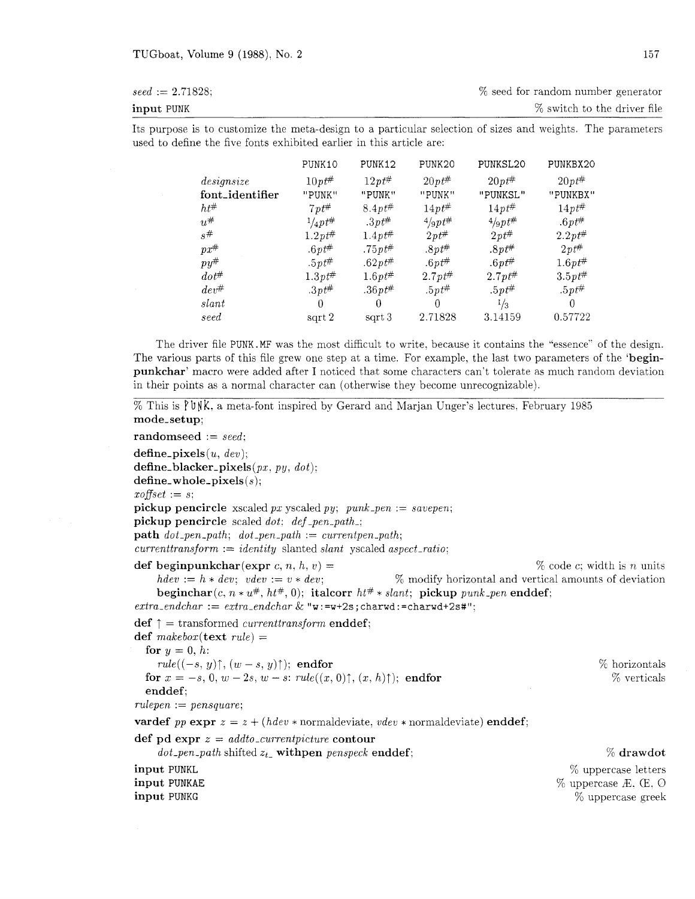```
seed := 2.71828;                                    % seed for random number generator
input PUNK                                          % switch to the driver file
```

Its purpose is to customize the meta-design to a particular selection of sizes and weights. The parameters used to define the five fonts exhibited earlier in this article are:

| | PUNK10 | PUNK12 | PUNK20 | PUNKSL20 | PUNKBX20 |
|---|---|---|---|---|---|
| *designsize* | $10pt^\#$ | $12pt^\#$ | $20pt^\#$ | $20pt^\#$ | $20pt^\#$ |
| **font_identifier** | "PUNK" | "PUNK" | "PUNK" | "PUNKSL" | "PUNKBX" |
| $ht^\#$ | $7pt^\#$ | $8.4pt^\#$ | $14pt^\#$ | $14pt^\#$ | $14pt^\#$ |
| $u^\#$ | $1/4pt^\#$ | $.3pt^\#$ | $4/9pt^\#$ | $4/9pt^\#$ | $.6pt^\#$ |
| $s^\#$ | $1.2pt^\#$ | $1.4pt^\#$ | $2pt^\#$ | $2pt^\#$ | $2.2pt^\#$ |
| $px^\#$ | $.6pt^\#$ | $.75pt^\#$ | $.8pt^\#$ | $.8pt^\#$ | $2pt^\#$ |
| $py^\#$ | $.5pt^\#$ | $.62pt^\#$ | $.6pt^\#$ | $.6pt^\#$ | $1.6pt^\#$ |
| $dot^\#$ | $1.3pt^\#$ | $1.6pt^\#$ | $2.7pt^\#$ | $2.7pt^\#$ | $3.5pt^\#$ |
| $dev^\#$ | $.3pt^\#$ | $.36pt^\#$ | $.5pt^\#$ | $.5pt^\#$ | $.5pt^\#$ |
| *slant* | 0 | 0 | 0 | $1/3$ | 0 |
| *seed* | sqrt 2 | sqrt 3 | 2.71828 | 3.14159 | 0.57722 |

The driver file PUNK.MF was the most difficult to write, because it contains the "essence" of the design. The various parts of this file grew one step at a time. For example, the last two parameters of the '**beginpunkchar**' macro were added after I noticed that some characters can't tolerate as much random deviation in their points as a normal character can (otherwise they become unrecognizable).

```
% This is PUNK, a meta-font inspired by Gerard and Marjan Unger's lectures, February 1985
mode_setup;
randomseed := seed;
define_pixels(u, dev);
define_blacker_pixels(px, py, dot);
define_whole_pixels(s);
xoffset := s;
pickup pencircle xscaled px yscaled py; punk_pen := savepen;
pickup pencircle scaled dot; def_pen_path_;
path dot_pen_path; dot_pen_path := currentpen_path;
currenttransform := identity slanted slant yscaled aspect_ratio;
def beginpunkchar(expr c, n, h, v) =                          % code c; width is n units
    hdev := h * dev; vdev := v * dev;        % modify horizontal and vertical amounts of deviation
    beginchar(c, n * u#, ht#, 0); italcorr ht# * slant; pickup punk_pen enddef;
extra_endchar := extra_endchar & "w:=w+2s;charwd:=charwd+2s#";
def ↑ = transformed currenttransform enddef;
def makebox(text rule) =
  for y = 0, h:
    rule((-s, y)↑, (w - s, y)↑); endfor                        % horizontals
  for x = -s, 0, w - 2s, w - s: rule((x, 0)↑, (x, h)↑); endfor    % verticals
  enddef;
rulepen := pensquare;
vardef pp expr z = z + (hdev * normaldeviate, vdev * normaldeviate) enddef;
def pd expr z = addto_currentpicture contour
    dot_pen_path shifted z_t_ withpen penspeck enddef;        % drawdot
input PUNKL                                                   % uppercase letters
input PUNKAE                                                  % uppercase Æ, Œ, Ø
input PUNKG                                                   % uppercase greek
```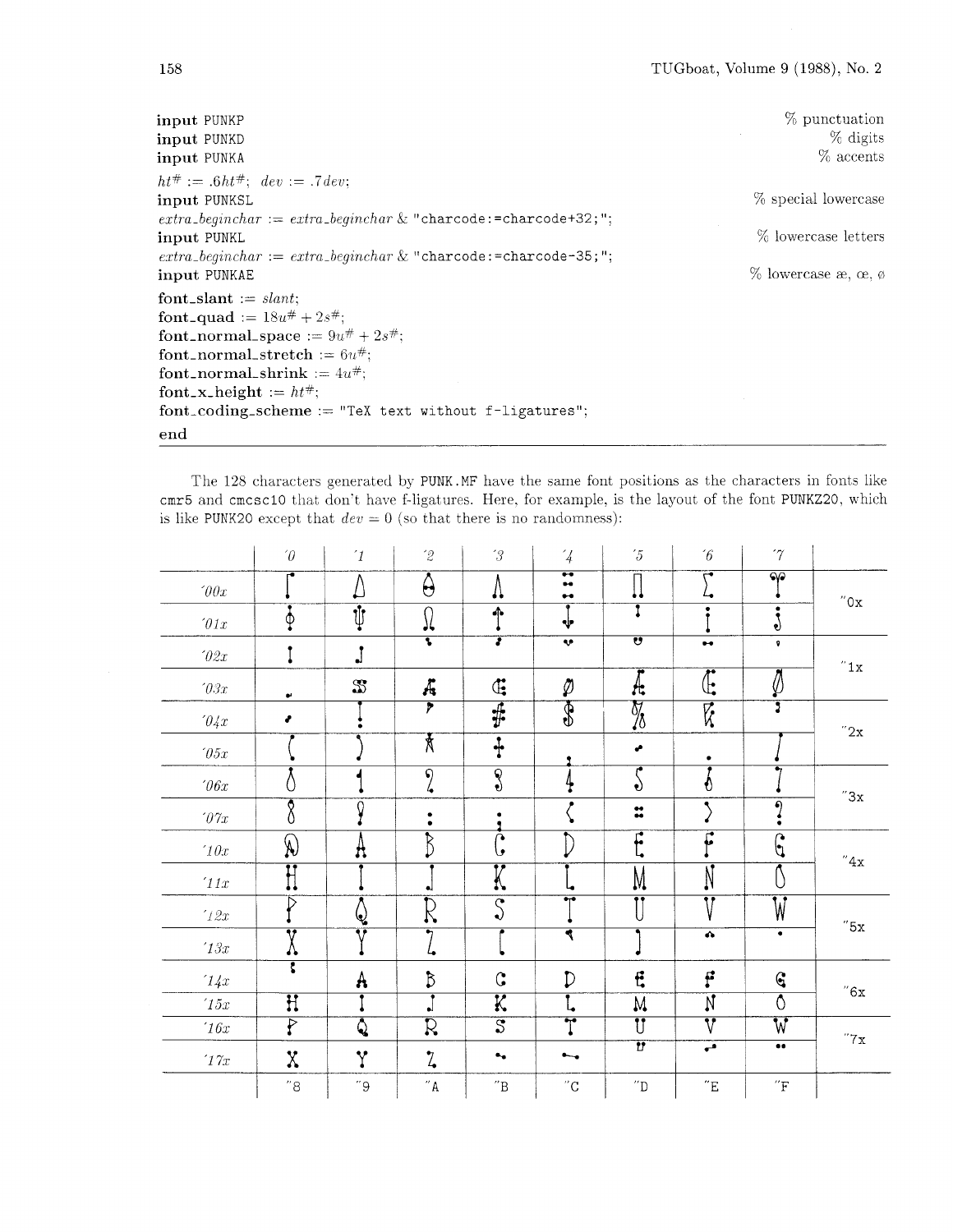```
input PUNKP                                                    % punctuation
input PUNKD                                                    % digits
input PUNKA                                                    % accents
ht# := .6ht#;  dev := .7dev;
input PUNKSL                                                   % special lowercase
extra_beginchar := extra_beginchar & "charcode:=charcode+32;";
input PUNKL                                                    % lowercase letters
extra_beginchar := extra_beginchar & "charcode:=charcode-35;";
input PUNKAE                                                   % lowercase æ, œ, ø
font_slant := slant;
font_quad := 18u# + 2s#;
font_normal_space := 9u# + 2s#;
font_normal_stretch := 6u#;
font_normal_shrink := 4u#;
font_x_height := ht#;
font_coding_scheme := "TeX text without f-ligatures";
end
```

The 128 characters generated by PUNK.MF have the same font positions as the characters in fonts like cmr5 and cmcsc10 that don't have f-ligatures. Here, for example, is the layout of the font PUNKZ20, which is like PUNK20 except that $dev = 0$ (so that there is no randomness):

| | ´0 | ´1 | ´2 | ´3 | ´4 | ´5 | ´6 | ´7 | |
|---|---|---|---|---|---|---|---|---|---|
| ´00x | Γ | Δ | Θ | Λ | Ξ | Π | Σ | Υ | "0x |
| ´01x | Φ | Ψ | Ω | ↑ | ↓ | ' | ¡ | ¿ | |
| ´02x | ı | ȷ | ` | ´ | ˇ | ˘ | ¯ | ˚ | "1x |
| ´03x | ¸ | ß | æ | œ | ø | Æ | Œ | Ø | |
| ´04x | - | ! | " | # | $ | % | & | ' | "2x |
| ´05x | ( | ) | * | + | , | - | . | / | |
| ´06x | 0 | 1 | 2 | 3 | 4 | 5 | 6 | 7 | "3x |
| ´07x | 8 | 9 | : | ; | < | = | > | ? | |
| ´10x | @ | A | B | C | D | E | F | G | "4x |
| ´11x | H | I | J | K | L | M | N | O | |
| ´12x | P | Q | R | S | T | U | V | W | "5x |
| ´13x | X | Y | Z | [ | " | ] | ^ | ˙ | |
| ´14x | ' | a | b | c | d | e | f | g | "6x |
| ´15x | h | i | j | k | l | m | n | o | |
| ´16x | p | q | r | s | t | u | v | w | "7x |
| ´17x | x | y | z | – | — | ˝ | ~ | ¨ | |
| | "8 | "9 | "A | "B | "C | "D | "E | "F | |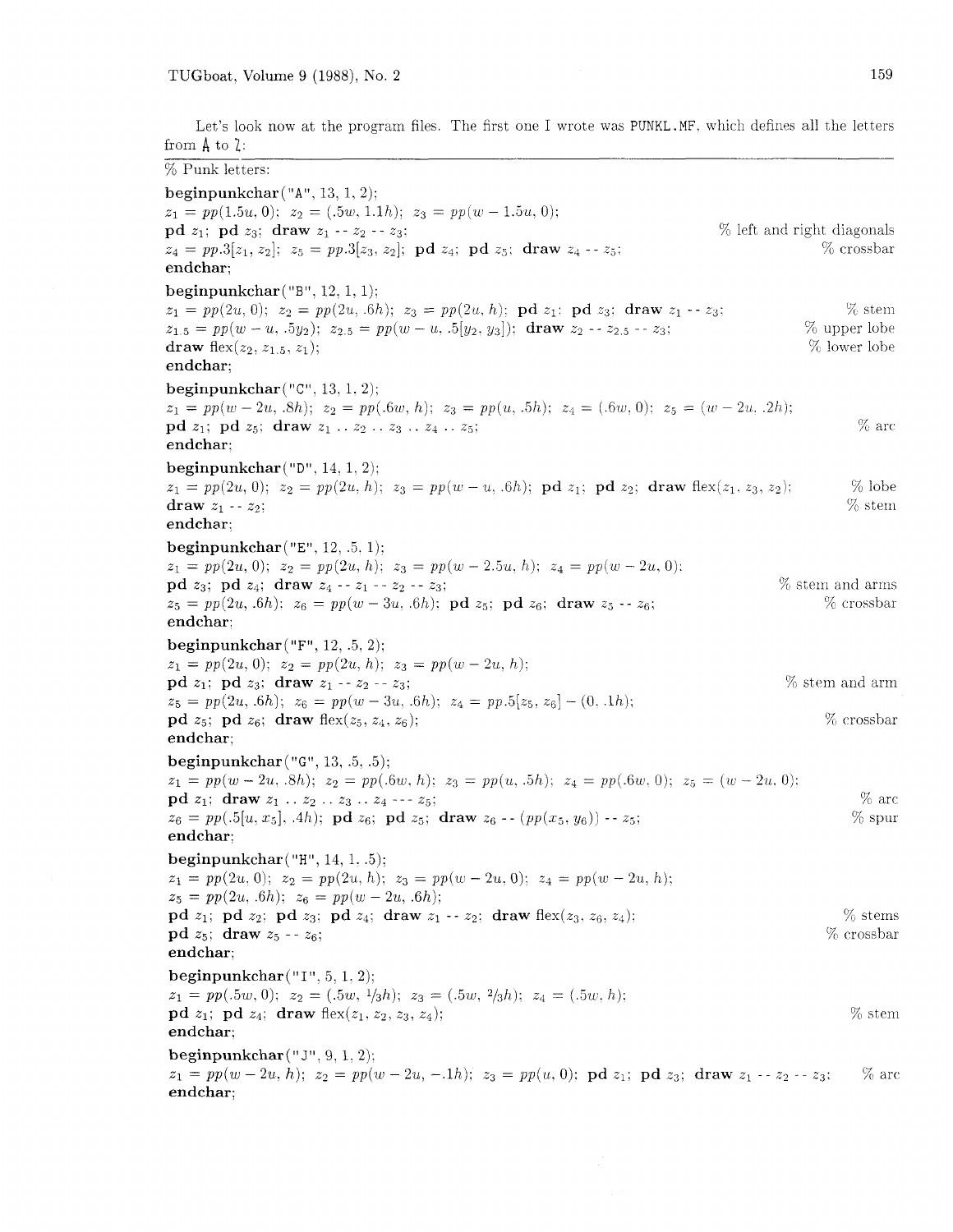Let's look now at the program files. The first one I wrote was PUNKL.MF, which defines all the letters from A to Z:

---

% Punk letters:

**beginpunkchar**("A", 13, 1, 2);
$z_1 = pp(1.5u, 0)$; $z_2 = (.5w, 1.1h)$; $z_3 = pp(w - 1.5u, 0)$;
**pd** $z_1$; **pd** $z_3$; **draw** $z_1$ -- $z_2$ -- $z_3$; % left and right diagonals
$z_4 = pp.3[z_1, z_2]$; $z_5 = pp.3[z_3, z_2]$; **pd** $z_4$; **pd** $z_5$; **draw** $z_4$ -- $z_5$; % crossbar
**endchar**;

**beginpunkchar**("B", 12, 1, 1);
$z_1 = pp(2u, 0)$; $z_2 = pp(2u, .6h)$; $z_3 = pp(2u, h)$; **pd** $z_1$; **pd** $z_3$; **draw** $z_1$ -- $z_3$; % stem
$z_{1.5} = pp(w - u, .5y_2)$; $z_{2.5} = pp(w - u, .5[y_2, y_3])$; **draw** $z_2$ -- $z_{2.5}$ -- $z_3$; % upper lobe
**draw** flex($z_2, z_{1.5}, z_1$); % lower lobe
**endchar**;

**beginpunkchar**("C", 13, 1, 2);
$z_1 = pp(w - 2u, .8h)$; $z_2 = pp(.6w, h)$; $z_3 = pp(u, .5h)$; $z_4 = (.6w, 0)$; $z_5 = (w - 2u, .2h)$;
**pd** $z_1$; **pd** $z_5$; **draw** $z_1$ .. $z_2$ .. $z_3$ .. $z_4$ .. $z_5$; % arc
**endchar**;

**beginpunkchar**("D", 14, 1, 2);
$z_1 = pp(2u, 0)$; $z_2 = pp(2u, h)$; $z_3 = pp(w - u, .6h)$; **pd** $z_1$; **pd** $z_2$; **draw** flex($z_1, z_3, z_2$); % lobe
**draw** $z_1$ -- $z_2$; % stem
**endchar**;

**beginpunkchar**("E", 12, .5, 1);
$z_1 = pp(2u, 0)$; $z_2 = pp(2u, h)$; $z_3 = pp(w - 2.5u, h)$; $z_4 = pp(w - 2u, 0)$;
**pd** $z_3$; **pd** $z_4$; **draw** $z_4$ -- $z_1$ -- $z_2$ -- $z_3$; % stem and arms
$z_5 = pp(2u, .6h)$; $z_6 = pp(w - 3u, .6h)$; **pd** $z_5$; **pd** $z_6$; **draw** $z_5$ -- $z_6$; % crossbar
**endchar**;

**beginpunkchar**("F", 12, .5, 2);
$z_1 = pp(2u, 0)$; $z_2 = pp(2u, h)$; $z_3 = pp(w - 2u, h)$;
**pd** $z_1$; **pd** $z_3$; **draw** $z_1$ -- $z_2$ -- $z_3$; % stem and arm
$z_5 = pp(2u, .6h)$; $z_6 = pp(w - 3u, .6h)$; $z_4 = pp.5[z_5, z_6] - (0, .1h)$;
**pd** $z_5$; **pd** $z_6$; **draw** flex($z_5, z_4, z_6$); % crossbar
**endchar**;

**beginpunkchar**("G", 13, .5, .5);
$z_1 = pp(w - 2u, .8h)$; $z_2 = pp(.6w, h)$; $z_3 = pp(u, .5h)$; $z_4 = pp(.6w, 0)$; $z_5 = (w - 2u, 0)$;
**pd** $z_1$; **draw** $z_1$ .. $z_2$ .. $z_3$ .. $z_4$ --- $z_5$; % arc
$z_6 = pp(.5[u, x_5], .4h)$; **pd** $z_6$; **pd** $z_5$; **draw** $z_6$ -- $(pp(x_5, y_6))$ -- $z_5$; % spur
**endchar**;

**beginpunkchar**("H", 14, 1, .5);
$z_1 = pp(2u, 0)$; $z_2 = pp(2u, h)$; $z_3 = pp(w - 2u, 0)$; $z_4 = pp(w - 2u, h)$;
$z_5 = pp(2u, .6h)$; $z_6 = pp(w - 2u, .6h)$;
**pd** $z_1$; **pd** $z_2$; **pd** $z_3$; **pd** $z_4$; **draw** $z_1$ -- $z_2$; **draw** flex($z_3, z_6, z_4$); % stems
**pd** $z_5$; **draw** $z_5$ -- $z_6$; % crossbar
**endchar**;

**beginpunkchar**("I", 5, 1, 2);
$z_1 = pp(.5w, 0)$; $z_2 = (.5w, 1/3h)$; $z_3 = (.5w, 2/3h)$; $z_4 = (.5w, h)$;
**pd** $z_1$; **pd** $z_4$; **draw** flex($z_1, z_2, z_3, z_4$); % stem
**endchar**;

**beginpunkchar**("J", 9, 1, 2);
$z_1 = pp(w - 2u, h)$; $z_2 = pp(w - 2u, -.1h)$; $z_3 = pp(u, 0)$; **pd** $z_1$; **pd** $z_3$; **draw** $z_1$ -- $z_2$ -- $z_3$; % arc
**endchar**;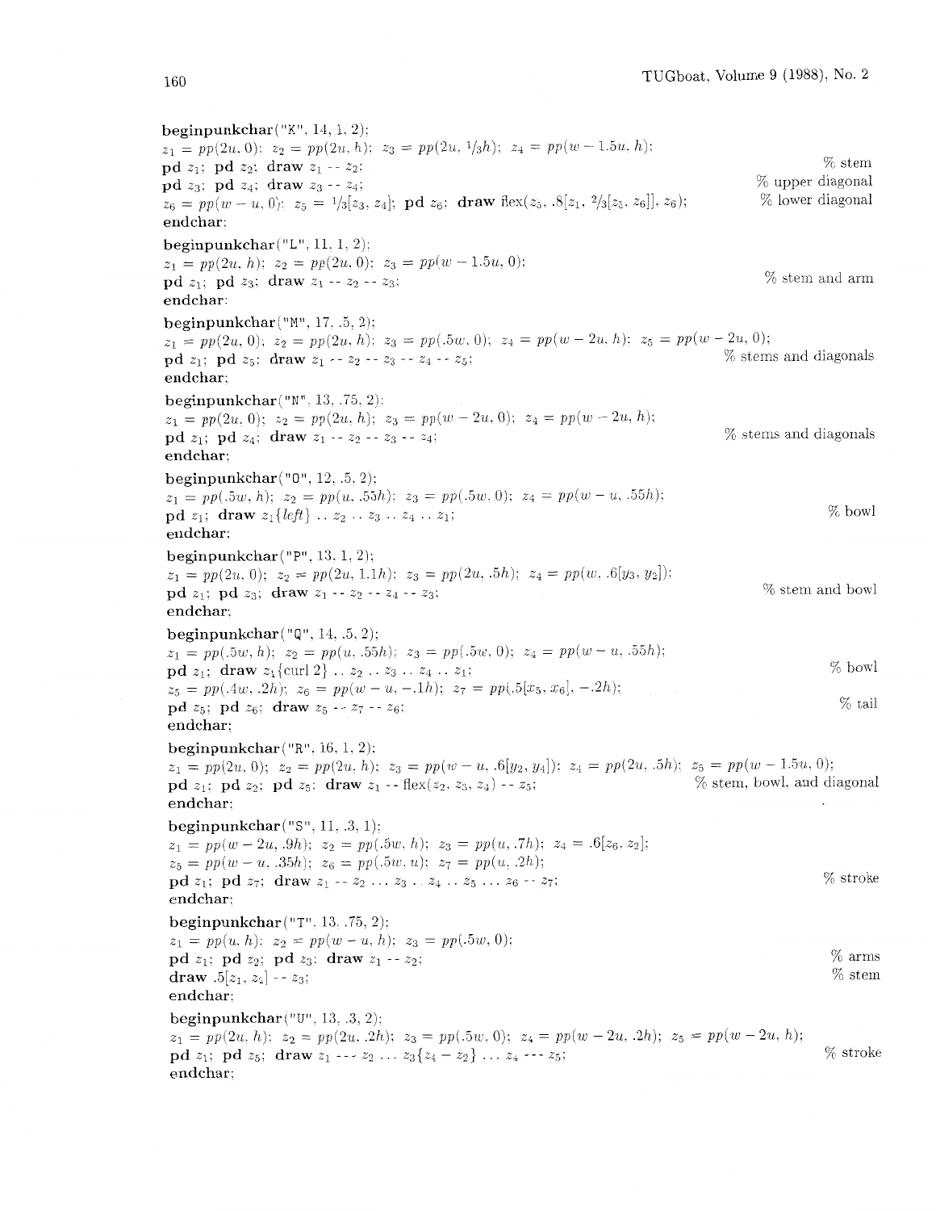**beginpunkchar**("K", 14, 1, 2);
$z_1 = pp(2u, 0)$; $z_2 = pp(2u, h)$; $z_3 = pp(2u, 1/3h)$; $z_4 = pp(w - 1.5u, h)$;
**pd** $z_1$; **pd** $z_2$; **draw** $z_1$ -- $z_2$; % stem
**pd** $z_3$; **pd** $z_4$; **draw** $z_3$ -- $z_4$; % upper diagonal
$z_6 = pp(w - u, 0)$; $z_5 = 1/3[z_3, z_4]$; **pd** $z_6$; **draw** flex($z_5$, $.8[z_1, 2/3[z_5, z_6]]$, $z_6$); % lower diagonal
**endchar**;

**beginpunkchar**("L", 11, 1, 2);
$z_1 = pp(2u, h)$; $z_2 = pp(2u, 0)$; $z_3 = pp(w - 1.5u, 0)$;
**pd** $z_1$; **pd** $z_3$; **draw** $z_1$ -- $z_2$ -- $z_3$; % stem and arm
**endchar**;

**beginpunkchar**("M", 17, .5, 2);
$z_1 = pp(2u, 0)$; $z_2 = pp(2u, h)$; $z_3 = pp(.5w, 0)$; $z_4 = pp(w - 2u, h)$; $z_5 = pp(w - 2u, 0)$;
**pd** $z_1$; **pd** $z_5$; **draw** $z_1$ -- $z_2$ -- $z_3$ -- $z_4$ -- $z_5$; % stems and diagonals
**endchar**;

**beginpunkchar**("N", 13, .75, 2);
$z_1 = pp(2u, 0)$; $z_2 = pp(2u, h)$; $z_3 = pp(w - 2u, 0)$; $z_4 = pp(w - 2u, h)$;
**pd** $z_1$; **pd** $z_4$; **draw** $z_1$ -- $z_2$ -- $z_3$ -- $z_4$; % stems and diagonals
**endchar**;

**beginpunkchar**("O", 12, .5, 2);
$z_1 = pp(.5w, h)$; $z_2 = pp(u, .55h)$; $z_3 = pp(.5w, 0)$; $z_4 = pp(w - u, .55h)$;
**pd** $z_1$; **draw** $z_1\{left\}$ .. $z_2$ .. $z_3$ .. $z_4$ .. $z_1$; % bowl
**endchar**;

**beginpunkchar**("P", 13, 1, 2);
$z_1 = pp(2u, 0)$; $z_2 = pp(2u, 1.1h)$; $z_3 = pp(2u, .5h)$; $z_4 = pp(w, .6[y_3, y_2])$;
**pd** $z_1$; **pd** $z_3$; **draw** $z_1$ -- $z_2$ -- $z_4$ -- $z_3$; % stem and bowl
**endchar**;

**beginpunkchar**("Q", 14, .5, 2);
$z_1 = pp(.5w, h)$; $z_2 = pp(u, .55h)$; $z_3 = pp(.5w, 0)$; $z_4 = pp(w - u, .55h)$;
**pd** $z_1$; **draw** $z_1$\{curl 2\} .. $z_2$ .. $z_3$ .. $z_4$ .. $z_1$; % bowl
$z_5 = pp(.4w, .2h)$; $z_6 = pp(w - u, -.1h)$; $z_7 = pp(.5[x_5, x_6], -.2h)$;
**pd** $z_5$; **pd** $z_6$; **draw** $z_5$ -- $z_7$ -- $z_6$; % tail
**endchar**;

**beginpunkchar**("R", 16, 1, 2);
$z_1 = pp(2u, 0)$; $z_2 = pp(2u, h)$; $z_3 = pp(w - u, .6[y_2, y_4])$; $z_4 = pp(2u, .5h)$; $z_5 = pp(w - 1.5u, 0)$;
**pd** $z_1$; **pd** $z_2$; **pd** $z_5$; **draw** $z_1$ -- flex($z_2$, $z_3$, $z_4$) -- $z_5$; % stem, bowl, and diagonal
**endchar**;

**beginpunkchar**("S", 11, .3, 1);
$z_1 = pp(w - 2u, .9h)$; $z_2 = pp(.5w, h)$; $z_3 = pp(u, .7h)$; $z_4 = .6[z_6, z_2]$;
$z_5 = pp(w - u, .35h)$; $z_6 = pp(.5w, u)$; $z_7 = pp(u, .2h)$;
**pd** $z_1$; **pd** $z_7$; **draw** $z_1$ -- $z_2$ ... $z_3$ .. $z_4$ .. $z_5$ ... $z_6$ -- $z_7$; % stroke
**endchar**;

**beginpunkchar**("T", 13, .75, 2);
$z_1 = pp(u, h)$; $z_2 = pp(w - u, h)$; $z_3 = pp(.5w, 0)$;
**pd** $z_1$; **pd** $z_2$; **pd** $z_3$; **draw** $z_1$ -- $z_2$; % arms
**draw** $.5[z_1, z_2]$ -- $z_3$; % stem
**endchar**;

**beginpunkchar**("U", 13, .3, 2);
$z_1 = pp(2u, h)$; $z_2 = pp(2u, .2h)$; $z_3 = pp(.5w, 0)$; $z_4 = pp(w - 2u, .2h)$; $z_5 = pp(w - 2u, h)$;
**pd** $z_1$; **pd** $z_5$; **draw** $z_1$ --- $z_2$ ... $z_3\{z_4 - z_2\}$ ... $z_4$ --- $z_5$; % stroke
**endchar**;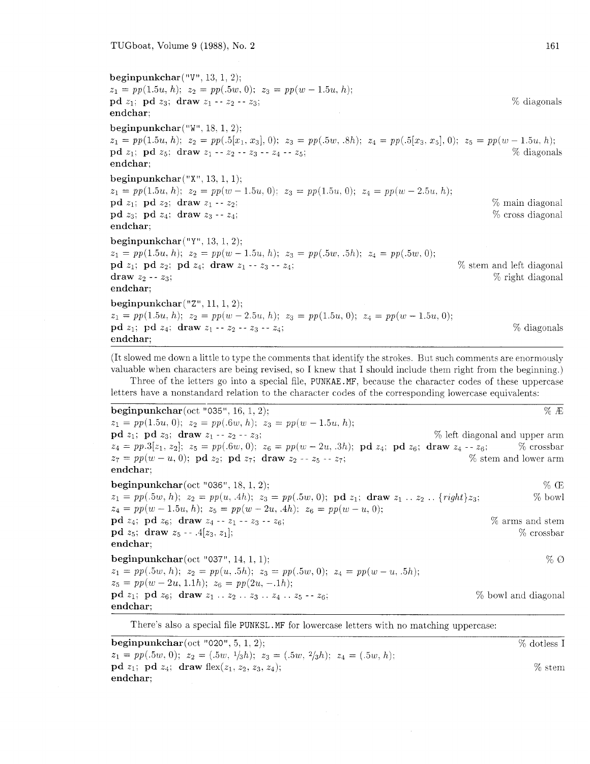**beginpunkchar**("V", 13, 1, 2);
$z_1 = pp(1.5u, h)$; $z_2 = pp(.5w, 0)$; $z_3 = pp(w - 1.5u, h)$;
**pd** $z_1$; **pd** $z_3$; **draw** $z_1$ -- $z_2$ -- $z_3$; % diagonals
**endchar**;

**beginpunkchar**("W", 18, 1, 2);
$z_1 = pp(1.5u, h)$; $z_2 = pp(.5[x_1, x_3], 0)$; $z_3 = pp(.5w, .8h)$; $z_4 = pp(.5[x_3, x_5], 0)$; $z_5 = pp(w - 1.5u, h)$;
**pd** $z_1$; **pd** $z_5$; **draw** $z_1$ -- $z_2$ -- $z_3$ -- $z_4$ -- $z_5$; % diagonals
**endchar**;

**beginpunkchar**("X", 13, 1, 1);
$z_1 = pp(1.5u, h)$; $z_2 = pp(w - 1.5u, 0)$; $z_3 = pp(1.5u, 0)$; $z_4 = pp(w - 2.5u, h)$;
**pd** $z_1$; **pd** $z_2$; **draw** $z_1$ -- $z_2$; % main diagonal
**pd** $z_3$; **pd** $z_4$; **draw** $z_3$ -- $z_4$; % cross diagonal
**endchar**;

**beginpunkchar**("Y", 13, 1, 2);
$z_1 = pp(1.5u, h)$; $z_2 = pp(w - 1.5u, h)$; $z_3 = pp(.5w, .5h)$; $z_4 = pp(.5w, 0)$;
**pd** $z_1$; **pd** $z_2$; **pd** $z_4$; **draw** $z_1$ -- $z_3$ -- $z_4$; % stem and left diagonal
**draw** $z_2$ -- $z_3$; % right diagonal
**endchar**;

**beginpunkchar**("Z", 11, 1, 2);
$z_1 = pp(1.5u, h)$; $z_2 = pp(w - 2.5u, h)$; $z_3 = pp(1.5u, 0)$; $z_4 = pp(w - 1.5u, 0)$;
**pd** $z_1$; **pd** $z_4$; **draw** $z_1$ -- $z_2$ -- $z_3$ -- $z_4$; % diagonals
**endchar**;

(It slowed me down a little to type the comments that identify the strokes. But such comments are enormously valuable when characters are being revised, so I knew that I should include them right from the beginning.)

Three of the letters go into a special file, PUNKAE.MF, because the character codes of these uppercase letters have a nonstandard relation to the character codes of the corresponding lowercase equivalents:

**beginpunkchar**(oct "035", 16, 1, 2); % Æ
$z_1 = pp(1.5u, 0)$; $z_2 = pp(.6w, h)$; $z_3 = pp(w - 1.5u, h)$;
**pd** $z_1$; **pd** $z_3$; **draw** $z_1$ -- $z_2$ -- $z_3$; % left diagonal and upper arm
$z_4 = pp.3[z_1, z_2]$; $z_5 = pp(.6w, 0)$; $z_6 = pp(w - 2u, .3h)$; **pd** $z_4$; **pd** $z_6$; **draw** $z_4$ -- $z_6$; % crossbar
$z_7 = pp(w - u, 0)$; **pd** $z_2$; **pd** $z_7$; **draw** $z_2$ -- $z_5$ -- $z_7$; % stem and lower arm
**endchar**;

**beginpunkchar**(oct "036", 18, 1, 2); % Œ
$z_1 = pp(.5w, h)$; $z_2 = pp(u, .4h)$; $z_3 = pp(.5w, 0)$; **pd** $z_1$; **draw** $z_1$ .. $z_2$ .. $\{right\}z_3$; % bowl
$z_4 = pp(w - 1.5u, h)$; $z_5 = pp(w - 2u, .4h)$; $z_6 = pp(w - u, 0)$;
**pd** $z_4$; **pd** $z_6$; **draw** $z_4$ -- $z_1$ -- $z_3$ -- $z_6$; % arms and stem
**pd** $z_5$; **draw** $z_5$ -- $.4[z_3, z_1]$; % crossbar
**endchar**;

**beginpunkchar**(oct "037", 14, 1, 1); % Ø
$z_1 = pp(.5w, h)$; $z_2 = pp(u, .5h)$; $z_3 = pp(.5w, 0)$; $z_4 = pp(w - u, .5h)$;
$z_5 = pp(w - 2u, 1.1h)$; $z_6 = pp(2u, -.1h)$;
**pd** $z_1$; **pd** $z_6$; **draw** $z_1$ .. $z_2$ .. $z_3$ .. $z_4$ .. $z_5$ -- $z_6$; % bowl and diagonal
**endchar**;

There's also a special file PUNKSL.MF for lowercase letters with no matching uppercase:

**beginpunkchar**(oct "020", 5, 1, 2); % dotless I
$z_1 = pp(.5w, 0)$; $z_2 = (.5w, \frac{1}{3}h)$; $z_3 = (.5w, \frac{2}{3}h)$; $z_4 = (.5w, h)$;
**pd** $z_1$; **pd** $z_4$; **draw** flex($z_1, z_2, z_3, z_4$); % stem
**endchar**;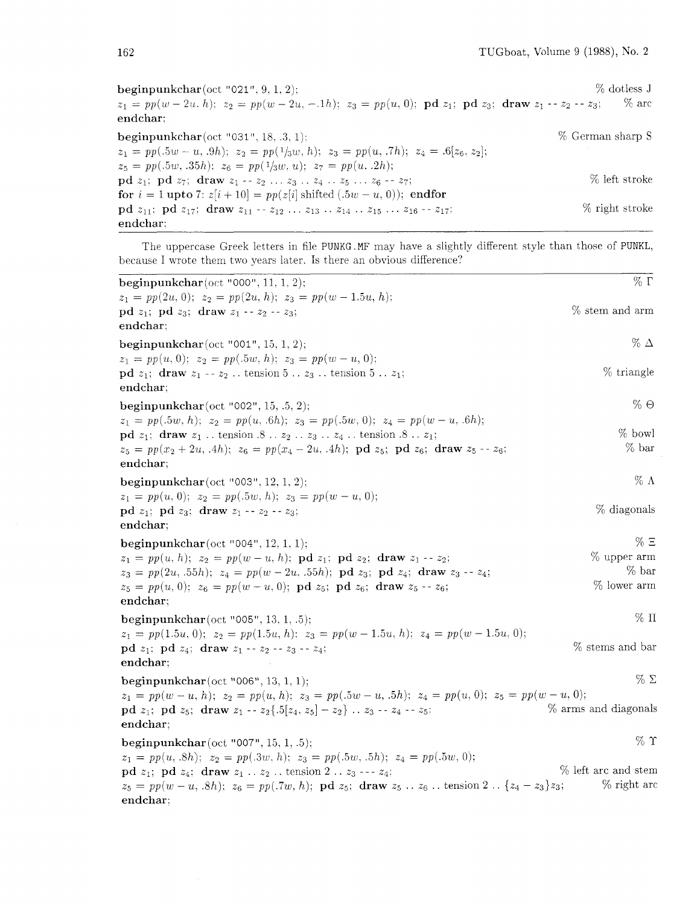```
beginpunkchar(oct "021", 9, 1, 2);                                           % dotless J
z1 = pp(w − 2u, h);  z2 = pp(w − 2u, −.1h);  z3 = pp(u, 0);  pd z1;  pd z3;  draw z1 -- z2 -- z3;   % arc
endchar;

beginpunkchar(oct "031", 18, .3, 1);                                         % German sharp S
z1 = pp(.5w − u, .9h);  z2 = pp(1/3w, h);  z3 = pp(u, .7h);  z4 = .6[z6, z2];
z5 = pp(.5w, .35h);  z6 = pp(1/3w, u);  z7 = pp(u, .2h);
pd z1;  pd z7;  draw z1 -- z2 ... z3 .. z4 .. z5 ... z6 -- z7;              % left stroke
for i = 1 upto 7: z[i + 10] = pp(z[i] shifted (.5w − u, 0));  endfor
pd z11;  pd z17;  draw z11 -- z12 ... z13 .. z14 .. z15 ... z16 -- z17;     % right stroke
endchar;
```

The uppercase Greek letters in file PUNKG.MF may have a slightly different style than those of PUNKL, because I wrote them two years later. Is there an obvious difference?

```
beginpunkchar(oct "000", 11, 1, 2);                                          % Γ
z1 = pp(2u, 0);  z2 = pp(2u, h);  z3 = pp(w − 1.5u, h);
pd z1;  pd z3;  draw z1 -- z2 -- z3;                                         % stem and arm
endchar;

beginpunkchar(oct "001", 15, 1, 2);                                          % Δ
z1 = pp(u, 0);  z2 = pp(.5w, h);  z3 = pp(w − u, 0);
pd z1;  draw z1 -- z2 .. tension 5 .. z3 .. tension 5 .. z1;                 % triangle
endchar;

beginpunkchar(oct "002", 15, .5, 2);                                         % Θ
z1 = pp(.5w, h);  z2 = pp(u, .6h);  z3 = pp(.5w, 0);  z4 = pp(w − u, .6h);
pd z1;  draw z1 .. tension .8 .. z2 .. z3 .. z4 .. tension .8 .. z1;         % bowl
z5 = pp(x2 + 2u, .4h);  z6 = pp(x4 − 2u, .4h);  pd z5;  pd z6;  draw z5 -- z6;   % bar
endchar;

beginpunkchar(oct "003", 12, 1, 2);                                          % Λ
z1 = pp(u, 0);  z2 = pp(.5w, h);  z3 = pp(w − u, 0);
pd z1;  pd z3;  draw z1 -- z2 -- z3;                                         % diagonals
endchar;

beginpunkchar(oct "004", 12, 1, 1);                                          % Ξ
z1 = pp(u, h);  z2 = pp(w − u, h);  pd z1;  pd z2;  draw z1 -- z2;           % upper arm
z3 = pp(2u, .55h);  z4 = pp(w − 2u, .55h);  pd z3;  pd z4;  draw z3 -- z4;   % bar
z5 = pp(u, 0);  z6 = pp(w − u, 0);  pd z5;  pd z6;  draw z5 -- z6;           % lower arm
endchar;

beginpunkchar(oct "005", 13, 1, .5);                                         % Π
z1 = pp(1.5u, 0);  z2 = pp(1.5u, h);  z3 = pp(w − 1.5u, h);  z4 = pp(w − 1.5u, 0);
pd z1;  pd z4;  draw z1 -- z2 -- z3 -- z4;                                   % stems and bar
endchar;

beginpunkchar(oct "006", 13, 1, 1);                                          % Σ
z1 = pp(w − u, h);  z2 = pp(u, h);  z3 = pp(.5w − u, .5h);  z4 = pp(u, 0);  z5 = pp(w − u, 0);
pd z1;  pd z5;  draw z1 -- z2{.5[z4, z5] − z2} .. z3 -- z4 -- z5;            % arms and diagonals
endchar;

beginpunkchar(oct "007", 15, 1, .5);                                         % Υ
z1 = pp(u, .8h);  z2 = pp(.3w, h);  z3 = pp(.5w, .5h);  z4 = pp(.5w, 0);
pd z1;  pd z4;  draw z1 .. z2 .. tension 2 .. z3 --- z4;                     % left arc and stem
z5 = pp(w − u, .8h);  z6 = pp(.7w, h);  pd z5;  draw z5 .. z6 .. tension 2 .. {z4 − z3}z3;   % right arc
endchar;
```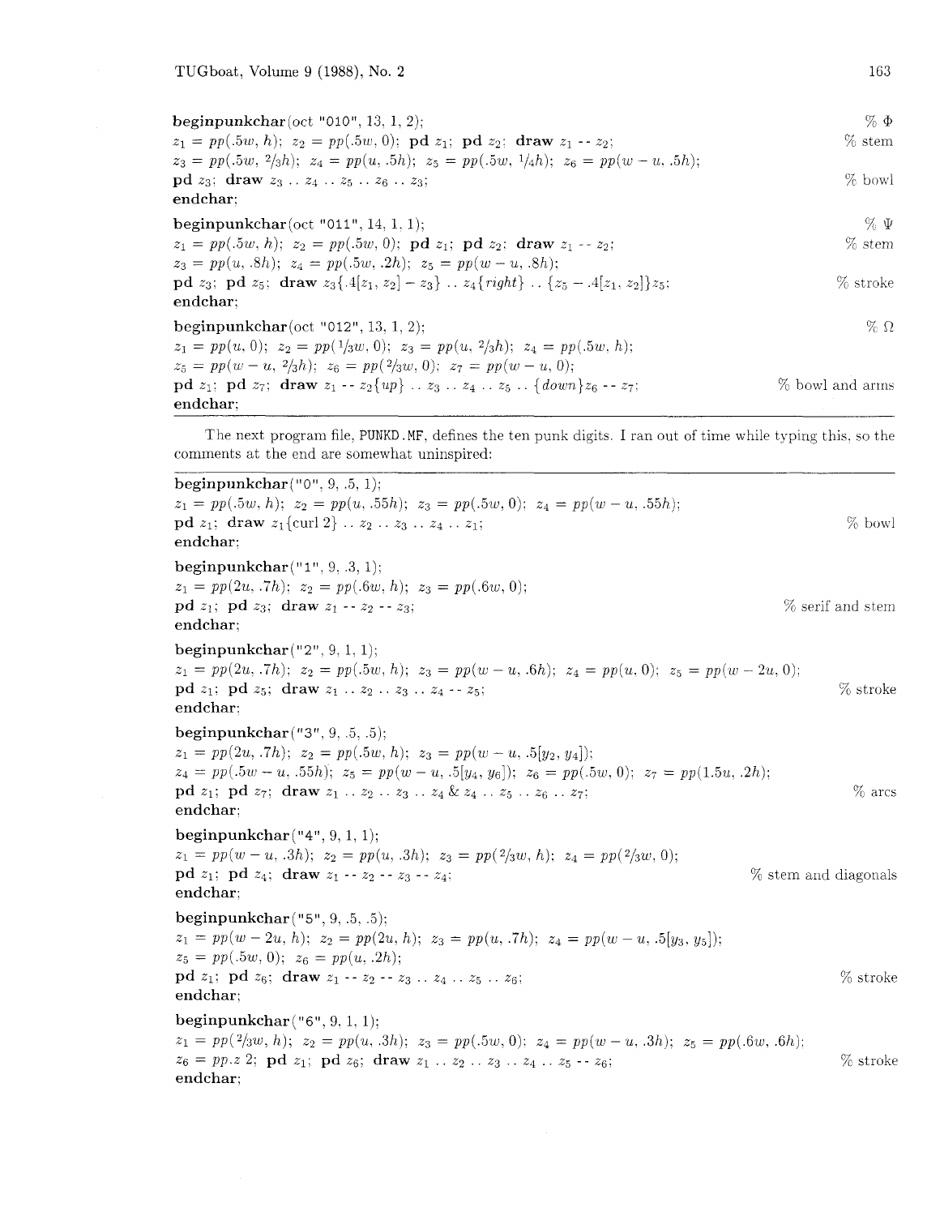**beginpunkchar**(oct "010", 13, 1, 2); % Φ
$z_1 = pp(.5w, h)$; $z_2 = pp(.5w, 0)$; **pd** $z_1$; **pd** $z_2$; **draw** $z_1$ -- $z_2$; % stem
$z_3 = pp(.5w, 2/3h)$; $z_4 = pp(u, .5h)$; $z_5 = pp(.5w, 1/4h)$; $z_6 = pp(w - u, .5h)$;
**pd** $z_3$; **draw** $z_3$ .. $z_4$ .. $z_5$ .. $z_6$ .. $z_3$; % bowl
**endchar**;

**beginpunkchar**(oct "011", 14, 1, 1); % Ψ
$z_1 = pp(.5w, h)$; $z_2 = pp(.5w, 0)$; **pd** $z_1$; **pd** $z_2$; **draw** $z_1$ -- $z_2$; % stem
$z_3 = pp(u, .8h)$; $z_4 = pp(.5w, .2h)$; $z_5 = pp(w - u, .8h)$;
**pd** $z_3$; **pd** $z_5$; **draw** $z_3\{.4[z_1, z_2] - z_3\}$ .. $z_4\{right\}$ .. $\{z_5 - .4[z_1, z_2]\}z_5$; % stroke
**endchar**;

**beginpunkchar**(oct "012", 13, 1, 2); % Ω
$z_1 = pp(u, 0)$; $z_2 = pp(1/3w, 0)$; $z_3 = pp(u, 2/3h)$; $z_4 = pp(.5w, h)$;
$z_5 = pp(w - u, 2/3h)$; $z_6 = pp(2/3w, 0)$; $z_7 = pp(w - u, 0)$;
**pd** $z_1$; **pd** $z_7$; **draw** $z_1$ -- $z_2\{up\}$ .. $z_3$ .. $z_4$ .. $z_5$ .. $\{down\}z_6$ -- $z_7$; % bowl and arms
**endchar**;

---

The next program file, PUNKD.MF, defines the ten punk digits. I ran out of time while typing this, so the comments at the end are somewhat uninspired:

---

**beginpunkchar**("0", 9, .5, 1);
$z_1 = pp(.5w, h)$; $z_2 = pp(u, .55h)$; $z_3 = pp(.5w, 0)$; $z_4 = pp(w - u, .55h)$;
**pd** $z_1$; **draw** $z_1\{\text{curl } 2\}$ .. $z_2$ .. $z_3$ .. $z_4$ .. $z_1$; % bowl
**endchar**;

**beginpunkchar**("1", 9, .3, 1);
$z_1 = pp(2u, .7h)$; $z_2 = pp(.6w, h)$; $z_3 = pp(.6w, 0)$;
**pd** $z_1$; **pd** $z_3$; **draw** $z_1$ -- $z_2$ -- $z_3$; % serif and stem
**endchar**;

**beginpunkchar**("2", 9, 1, 1);
$z_1 = pp(2u, .7h)$; $z_2 = pp(.5w, h)$; $z_3 = pp(w - u, .6h)$; $z_4 = pp(u, 0)$; $z_5 = pp(w - 2u, 0)$;
**pd** $z_1$; **pd** $z_5$; **draw** $z_1$ .. $z_2$ .. $z_3$ .. $z_4$ -- $z_5$; % stroke
**endchar**;

**beginpunkchar**("3", 9, .5, .5);
$z_1 = pp(2u, .7h)$; $z_2 = pp(.5w, h)$; $z_3 = pp(w - u, .5[y_2, y_4])$;
$z_4 = pp(.5w - u, .55h)$; $z_5 = pp(w - u, .5[y_4, y_6])$; $z_6 = pp(.5w, 0)$; $z_7 = pp(1.5u, .2h)$;
**pd** $z_1$; **pd** $z_7$; **draw** $z_1$ .. $z_2$ .. $z_3$ .. $z_4$ & $z_4$ .. $z_5$ .. $z_6$ .. $z_7$; % arcs
**endchar**;

**beginpunkchar**("4", 9, 1, 1);
$z_1 = pp(w - u, .3h)$; $z_2 = pp(u, .3h)$; $z_3 = pp(2/3w, h)$; $z_4 = pp(2/3w, 0)$;
**pd** $z_1$; **pd** $z_4$; **draw** $z_1$ -- $z_2$ -- $z_3$ -- $z_4$; % stem and diagonals
**endchar**;

**beginpunkchar**("5", 9, .5, .5);
$z_1 = pp(w - 2u, h)$; $z_2 = pp(2u, h)$; $z_3 = pp(u, .7h)$; $z_4 = pp(w - u, .5[y_3, y_5])$;
$z_5 = pp(.5w, 0)$; $z_6 = pp(u, .2h)$;
**pd** $z_1$; **pd** $z_6$; **draw** $z_1$ -- $z_2$ -- $z_3$ .. $z_4$ .. $z_5$ .. $z_6$; % stroke
**endchar**;

**beginpunkchar**("6", 9, 1, 1);
$z_1 = pp(2/3w, h)$; $z_2 = pp(u, .3h)$; $z_3 = pp(.5w, 0)$; $z_4 = pp(w - u, .3h)$; $z_5 = pp(.6w, .6h)$;
$z_6 = pp.z\ 2$; **pd** $z_1$; **pd** $z_6$; **draw** $z_1$ .. $z_2$ .. $z_3$ .. $z_4$ .. $z_5$ -- $z_6$; % stroke
**endchar**;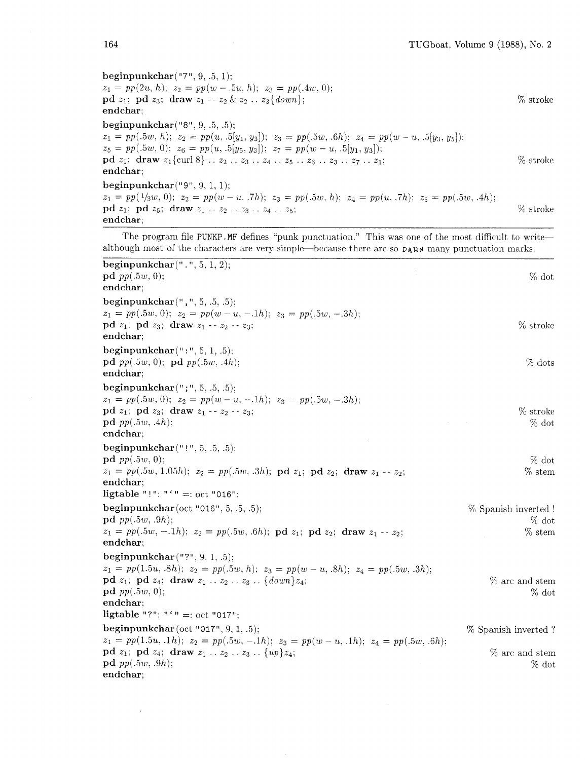```
beginpunkchar("7", 9, .5, 1);
z1 = pp(2u, h);  z2 = pp(w - .5u, h);  z3 = pp(.4w, 0);
pd z1;  pd z3;  draw z1 -- z2 & z2 .. z3{down};                          % stroke
endchar;
beginpunkchar("8", 9, .5, .5);
z1 = pp(.5w, h);  z2 = pp(u, .5[y1, y3]);  z3 = pp(.5w, .6h);  z4 = pp(w - u, .5[y3, y5]);
z5 = pp(.5w, 0);  z6 = pp(u, .5[y5, y3]);  z7 = pp(w - u, .5[y1, y3]);
pd z1;  draw z1{curl 8} .. z2 .. z3 .. z4 .. z5 .. z6 .. z3 .. z7 .. z1;   % stroke
endchar;
beginpunkchar("9", 9, 1, 1);
z1 = pp(1/3w, 0);  z2 = pp(w - u, .7h);  z3 = pp(.5w, h);  z4 = pp(u, .7h);  z5 = pp(.5w, .4h);
pd z1;  pd z5;  draw z1 .. z2 .. z3 .. z4 .. z5;                          % stroke
endchar;
```

The program file PUNKP.MF defines "punk punctuation." This was one of the most difficult to write—although most of the characters are very simple—because there are so DARN many punctuation marks.

```
beginpunkchar(".", 5, 1, 2);
pd pp(.5w, 0);                                                              % dot
endchar;
beginpunkchar(",", 5, .5, .5);
z1 = pp(.5w, 0);  z2 = pp(w - u, -.1h);  z3 = pp(.5w, -.3h);
pd z1;  pd z3;  draw z1 -- z2 -- z3;                                        % stroke
endchar;
beginpunkchar(":", 5, 1, .5);
pd pp(.5w, 0);  pd pp(.5w, .4h);                                            % dots
endchar;
beginpunkchar(";", 5, .5, .5);
z1 = pp(.5w, 0);  z2 = pp(w - u, -.1h);  z3 = pp(.5w, -.3h);
pd z1;  pd z3;  draw z1 -- z2 -- z3;                                        % stroke
pd pp(.5w, .4h);                                                            % dot
endchar;
beginpunkchar("!", 5, .5, .5);
pd pp(.5w, 0);                                                              % dot
z1 = pp(.5w, 1.05h);  z2 = pp(.5w, .3h);  pd z1;  pd z2;  draw z1 -- z2;   % stem
endchar;
ligtable "!": "`" =: oct "016";
beginpunkchar(oct "016", 5, .5, .5);                          % Spanish inverted !
pd pp(.5w, .9h);                                                            % dot
z1 = pp(.5w, -.1h);  z2 = pp(.5w, .6h);  pd z1;  pd z2;  draw z1 -- z2;    % stem
endchar;
beginpunkchar("?", 9, 1, .5);
z1 = pp(1.5u, .8h);  z2 = pp(.5w, h);  z3 = pp(w - u, .8h);  z4 = pp(.5w, .3h);
pd z1;  pd z4;  draw z1 .. z2 .. z3 .. {down}z4;                    % arc and stem
pd pp(.5w, 0);                                                              % dot
endchar;
ligtable "?": "`" =: oct "017";
beginpunkchar(oct "017", 9, 1, .5);                           % Spanish inverted ?
z1 = pp(1.5u, .1h);  z2 = pp(.5w, -.1h);  z3 = pp(w - u, .1h);  z4 = pp(.5w, .6h);
pd z1;  pd z4;  draw z1 .. z2 .. z3 .. {up}z4;                      % arc and stem
pd pp(.5w, .9h);                                                            % dot
endchar;
```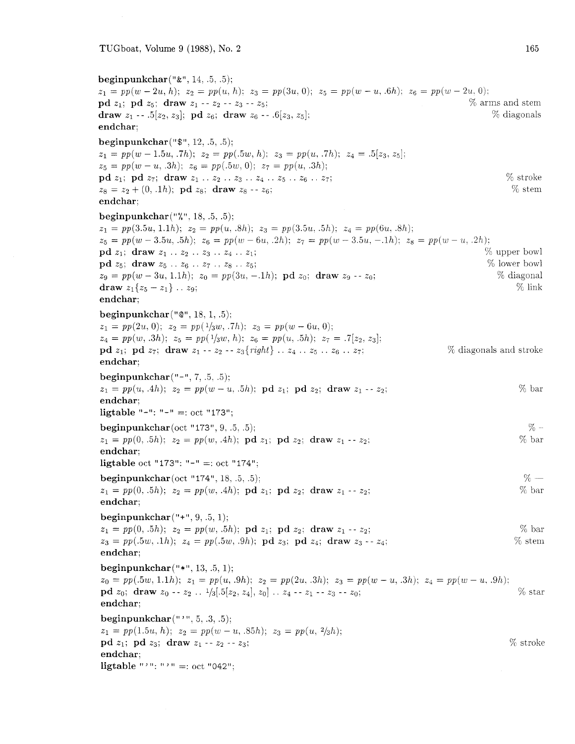**beginpunkchar**("&", 14, .5, .5);
$z_1 = pp(w - 2u, h)$; $z_2 = pp(u, h)$; $z_3 = pp(3u, 0)$; $z_5 = pp(w - u, .6h)$; $z_6 = pp(w - 2u, 0)$;
**pd** $z_1$; **pd** $z_5$; **draw** $z_1$ -- $z_2$ -- $z_3$ -- $z_5$; % arms and stem
**draw** $z_1$ -- $.5[z_2, z_3]$; **pd** $z_6$; **draw** $z_6$ -- $.6[z_3, z_5]$; % diagonals
**endchar**;

**beginpunkchar**("$", 12, .5, .5);
$z_1 = pp(w - 1.5u, .7h)$; $z_2 = pp(.5w, h)$; $z_3 = pp(u, .7h)$; $z_4 = .5[z_3, z_5]$;
$z_5 = pp(w - u, .3h)$; $z_6 = pp(.5w, 0)$; $z_7 = pp(u, .3h)$;
**pd** $z_1$; **pd** $z_7$; **draw** $z_1$ .. $z_2$ .. $z_3$ .. $z_4$ .. $z_5$ .. $z_6$ .. $z_7$; % stroke
$z_8 = z_2 + (0, .1h)$; **pd** $z_8$; **draw** $z_8$ -- $z_6$; % stem
**endchar**;

**beginpunkchar**("%", 18, .5, .5);
$z_1 = pp(3.5u, 1.1h)$; $z_2 = pp(u, .8h)$; $z_3 = pp(3.5u, .5h)$; $z_4 = pp(6u, .8h)$;
$z_5 = pp(w - 3.5u, .5h)$; $z_6 = pp(w - 6u, .2h)$; $z_7 = pp(w - 3.5u, -.1h)$; $z_8 = pp(w - u, .2h)$;
**pd** $z_1$; **draw** $z_1$ .. $z_2$ .. $z_3$ .. $z_4$ .. $z_1$; % upper bowl
**pd** $z_5$; **draw** $z_5$ .. $z_6$ .. $z_7$ .. $z_8$ .. $z_5$; % lower bowl
$z_9 = pp(w - 3u, 1.1h)$; $z_0 = pp(3u, -.1h)$; **pd** $z_0$; **draw** $z_9$ -- $z_0$; % diagonal
**draw** $z_1\{z_5 - z_1\}$ .. $z_9$; % link
**endchar**;

**beginpunkchar**("@", 18, 1, .5);
$z_1 = pp(2u, 0)$; $z_2 = pp(1/3w, .7h)$; $z_3 = pp(w - 6u, 0)$;
$z_4 = pp(w, .3h)$; $z_5 = pp(1/3w, h)$; $z_6 = pp(u, .5h)$; $z_7 = .7[z_2, z_3]$;
**pd** $z_1$; **pd** $z_7$; **draw** $z_1$ -- $z_2$ -- $z_3\{right\}$ .. $z_4$ .. $z_5$ .. $z_6$ .. $z_7$; % diagonals and stroke
**endchar**;

**beginpunkchar**("-", 7, .5, .5);
$z_1 = pp(u, .4h)$; $z_2 = pp(w - u, .5h)$; **pd** $z_1$; **pd** $z_2$; **draw** $z_1$ -- $z_2$; % bar
**endchar**;
**ligtable** "-": "-" =: oct "173";

**beginpunkchar**(oct "173", 9, .5, .5); % –
$z_1 = pp(0, .5h)$; $z_2 = pp(w, .4h)$; **pd** $z_1$; **pd** $z_2$; **draw** $z_1$ -- $z_2$; % bar
**endchar**;
**ligtable** oct "173": "-" =: oct "174";

**beginpunkchar**(oct "174", 18, .5, .5); % —
$z_1 = pp(0, .5h)$; $z_2 = pp(w, .4h)$; **pd** $z_1$; **pd** $z_2$; **draw** $z_1$ -- $z_2$; % bar
**endchar**;

**beginpunkchar**("+", 9, .5, 1);
$z_1 = pp(0, .5h)$; $z_2 = pp(w, .5h)$; **pd** $z_1$; **pd** $z_2$; **draw** $z_1$ -- $z_2$; % bar
$z_3 = pp(.5w, .1h)$; $z_4 = pp(.5w, .9h)$; **pd** $z_3$; **pd** $z_4$; **draw** $z_3$ -- $z_4$; % stem
**endchar**;

**beginpunkchar**("*", 13, .5, 1);
$z_0 = pp(.5w, 1.1h)$; $z_1 = pp(u, .9h)$; $z_2 = pp(2u, .3h)$; $z_3 = pp(w - u, .3h)$; $z_4 = pp(w - u, .9h)$;
**pd** $z_0$; **draw** $z_0$ -- $z_2$ .. $1/3[.5[z_2, z_4], z_0]$ .. $z_4$ -- $z_1$ -- $z_3$ -- $z_0$; % star
**endchar**;

**beginpunkchar**("'", 5, .3, .5);
$z_1 = pp(1.5u, h)$; $z_2 = pp(w - u, .85h)$; $z_3 = pp(u, 2/3h)$;
**pd** $z_1$; **pd** $z_3$; **draw** $z_1$ -- $z_2$ -- $z_3$; % stroke
**endchar**;
**ligtable** "'": "'" =: oct "042";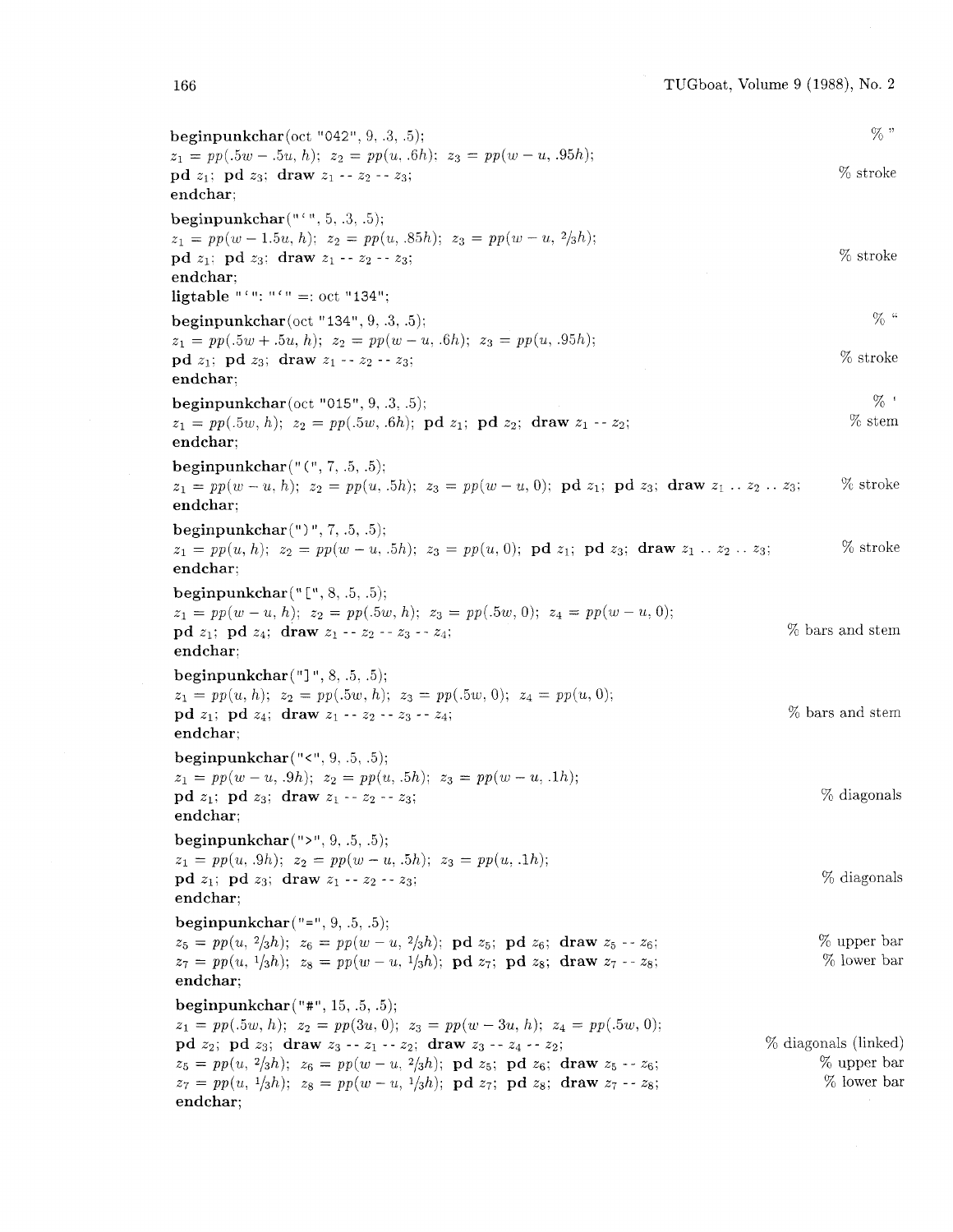```
beginpunkchar(oct "042", 9, .3, .5);                                        % "
z1 = pp(.5w - .5u, h); z2 = pp(u, .6h); z3 = pp(w - u, .95h);
pd z1; pd z3; draw z1 -- z2 -- z3;                                          % stroke
endchar;

beginpunkchar("'", 5, .3, .5);
z1 = pp(w - 1.5u, h); z2 = pp(u, .85h); z3 = pp(w - u, 2/3h);
pd z1; pd z3; draw z1 -- z2 -- z3;                                          % stroke
endchar;
ligtable "'": "'" =: oct "134";

beginpunkchar(oct "134", 9, .3, .5);                                        % "
z1 = pp(.5w + .5u, h); z2 = pp(w - u, .6h); z3 = pp(u, .95h);
pd z1; pd z3; draw z1 -- z2 -- z3;                                          % stroke
endchar;

beginpunkchar(oct "015", 9, .3, .5);                                        % '
z1 = pp(.5w, h); z2 = pp(.5w, .6h); pd z1; pd z2; draw z1 -- z2;            % stem
endchar;

beginpunkchar("(", 7, .5, .5);
z1 = pp(w - u, h); z2 = pp(u, .5h); z3 = pp(w - u, 0); pd z1; pd z3; draw z1 .. z2 .. z3;   % stroke
endchar;

beginpunkchar(")", 7, .5, .5);
z1 = pp(u, h); z2 = pp(w - u, .5h); z3 = pp(u, 0); pd z1; pd z3; draw z1 .. z2 .. z3;       % stroke
endchar;

beginpunkchar("[", 8, .5, .5);
z1 = pp(w - u, h); z2 = pp(.5w, h); z3 = pp(.5w, 0); z4 = pp(w - u, 0);
pd z1; pd z4; draw z1 -- z2 -- z3 -- z4;                                    % bars and stem
endchar;

beginpunkchar("]", 8, .5, .5);
z1 = pp(u, h); z2 = pp(.5w, h); z3 = pp(.5w, 0); z4 = pp(u, 0);
pd z1; pd z4; draw z1 -- z2 -- z3 -- z4;                                    % bars and stem
endchar;

beginpunkchar("<", 9, .5, .5);
z1 = pp(w - u, .9h); z2 = pp(u, .5h); z3 = pp(w - u, .1h);
pd z1; pd z3; draw z1 -- z2 -- z3;                                          % diagonals
endchar;

beginpunkchar(">", 9, .5, .5);
z1 = pp(u, .9h); z2 = pp(w - u, .5h); z3 = pp(u, .1h);
pd z1; pd z3; draw z1 -- z2 -- z3;                                          % diagonals
endchar;

beginpunkchar("=", 9, .5, .5);
z5 = pp(u, 2/3h); z6 = pp(w - u, 2/3h); pd z5; pd z6; draw z5 -- z6;        % upper bar
z7 = pp(u, 1/3h); z8 = pp(w - u, 1/3h); pd z7; pd z8; draw z7 -- z8;        % lower bar
endchar;

beginpunkchar("#", 15, .5, .5);
z1 = pp(.5w, h); z2 = pp(3u, 0); z3 = pp(w - 3u, h); z4 = pp(.5w, 0);
pd z2; pd z3; draw z3 -- z1 -- z2; draw z3 -- z4 -- z2;                     % diagonals (linked)
z5 = pp(u, 2/3h); z6 = pp(w - u, 2/3h); pd z5; pd z6; draw z5 -- z6;        % upper bar
z7 = pp(u, 1/3h); z8 = pp(w - u, 1/3h); pd z7; pd z8; draw z7 -- z8;        % lower bar
endchar;
```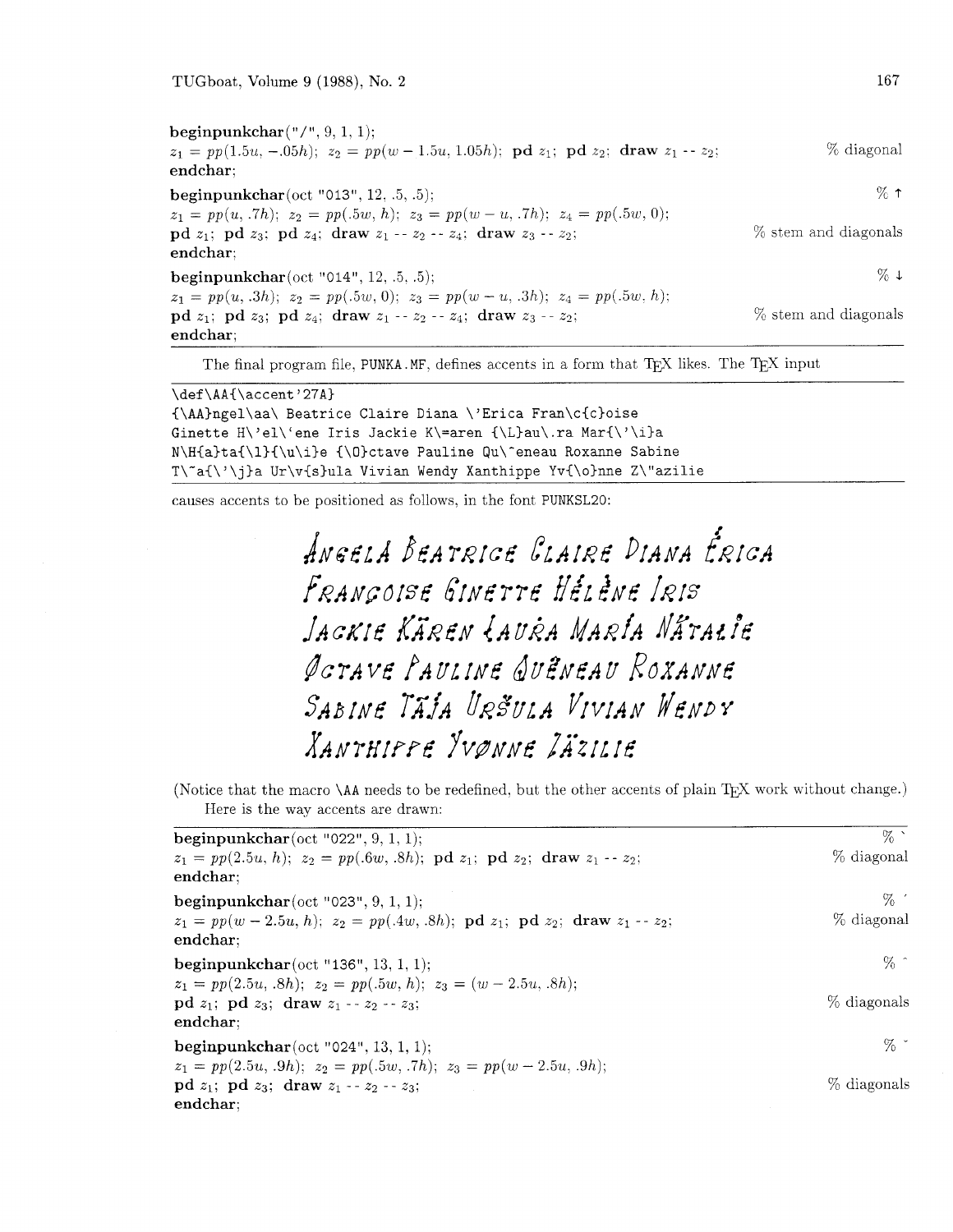**beginpunkchar**("/", 9, 1, 1);
$z_1 = pp(1.5u, -.05h)$; $z_2 = pp(w - 1.5u, 1.05h)$; **pd** $z_1$; **pd** $z_2$; **draw** $z_1$ -- $z_2$; % diagonal
**endchar**;

**beginpunkchar**(oct "013", 12, .5, .5); % ↑
$z_1 = pp(u, .7h)$; $z_2 = pp(.5w, h)$; $z_3 = pp(w - u, .7h)$; $z_4 = pp(.5w, 0)$;
**pd** $z_1$; **pd** $z_3$; **pd** $z_4$; **draw** $z_1$ -- $z_2$ -- $z_4$; **draw** $z_3$ -- $z_2$; % stem and diagonals
**endchar**;

**beginpunkchar**(oct "014", 12, .5, .5); % ↓
$z_1 = pp(u, .3h)$; $z_2 = pp(.5w, 0)$; $z_3 = pp(w - u, .3h)$; $z_4 = pp(.5w, h)$;
**pd** $z_1$; **pd** $z_3$; **pd** $z_4$; **draw** $z_1$ -- $z_2$ -- $z_4$; **draw** $z_3$ -- $z_2$; % stem and diagonals
**endchar**;

The final program file, PUNKA.MF, defines accents in a form that TeX likes. The TeX input

```
\def\AA{\accent'27A}
{\AA}ngel\aa\ Beatrice Claire Diana \'Erica Fran\c{c}oise
Ginette H\'el\`ene Iris Jackie K\=aren {\L}au\.ra Mar{\'\i}a
N\H{a}ta{\l}{\u\i}e {\O}ctave Pauline Qu\^eneau Roxanne Sabine
T\~a{\'\j}a Ur\v{s}ula Vivian Wendy Xanthippe Yv{\o}nne Z\"azilie
```

causes accents to be positioned as follows, in the font PUNKSL20:

ÅNGELÅ BEATRICE CLAIRE DIANA ÉRICA
FRANÇOISE GINETTE HÉLÈNE IRIS
JACKIE KĀREN ŁAUṘA MARÍA NŐTAŁĬE
ØCTAVE PAULINE QUÊNEAU ROXANNE
SABINE TÃȷ́A URŠULA VIVIAN WENDY
XANTHIPPE YVØNNE ZÄZILIE

(Notice that the macro \AA needs to be redefined, but the other accents of plain TeX work without change.)

Here is the way accents are drawn:

**beginpunkchar**(oct "022", 9, 1, 1); % `
$z_1 = pp(2.5u, h)$; $z_2 = pp(.6w, .8h)$; **pd** $z_1$; **pd** $z_2$; **draw** $z_1$ -- $z_2$; % diagonal
**endchar**;

**beginpunkchar**(oct "023", 9, 1, 1); % ´
$z_1 = pp(w - 2.5u, h)$; $z_2 = pp(.4w, .8h)$; **pd** $z_1$; **pd** $z_2$; **draw** $z_1$ -- $z_2$; % diagonal
**endchar**;

**beginpunkchar**(oct "136", 13, 1, 1); % ^
$z_1 = pp(2.5u, .8h)$; $z_2 = pp(.5w, h)$; $z_3 = (w - 2.5u, .8h)$;
**pd** $z_1$; **pd** $z_3$; **draw** $z_1$ -- $z_2$ -- $z_3$; % diagonals
**endchar**;

**beginpunkchar**(oct "024", 13, 1, 1); % ˇ
$z_1 = pp(2.5u, .9h)$; $z_2 = pp(.5w, .7h)$; $z_3 = pp(w - 2.5u, .9h)$;
**pd** $z_1$; **pd** $z_3$; **draw** $z_1$ -- $z_2$ -- $z_3$; % diagonals
**endchar**;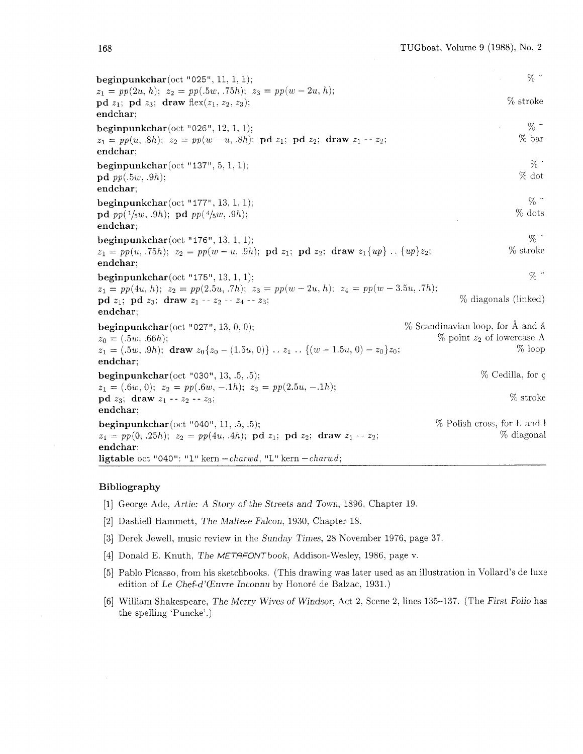```
beginpunkchar(oct "025", 11, 1, 1);                                    % ˘
z1 = pp(2u, h); z2 = pp(.5w, .75h); z3 = pp(w − 2u, h);
pd z1; pd z3; draw flex(z1, z2, z3);                                   % stroke
endchar;
beginpunkchar(oct "026", 12, 1, 1);                                    % ¯
z1 = pp(u, .8h); z2 = pp(w − u, .8h); pd z1; pd z2; draw z1 -- z2;     % bar
endchar;
beginpunkchar(oct "137", 5, 1, 1);                                     % ˙
pd pp(.5w, .9h);                                                       % dot
endchar;
beginpunkchar(oct "177", 13, 1, 1);                                    % ¨
pd pp(1/5w, .9h); pd pp(4/5w, .9h);                                    % dots
endchar;
beginpunkchar(oct "176", 13, 1, 1);                                    % ˜
z1 = pp(u, .75h); z2 = pp(w − u, .9h); pd z1; pd z2; draw z1{up} .. {up}z2;   % stroke
endchar;
beginpunkchar(oct "175", 13, 1, 1);                                    % ˝
z1 = pp(4u, h); z2 = pp(2.5u, .7h); z3 = pp(w − 2u, h); z4 = pp(w − 3.5u, .7h);
pd z1; pd z3; draw z1 -- z2 -- z4 -- z3;                               % diagonals (linked)
endchar;
beginpunkchar(oct "027", 13, 0, 0);                % Scandinavian loop, for Å and å
z0 = (.5w, .66h);                                  % point z2 of lowercase A
z1 = (.5w, .9h); draw z0{z0 − (1.5u, 0)} .. z1 .. {(w − 1.5u, 0) − z0}z0;     % loop
endchar;
beginpunkchar(oct "030", 13, .5, .5);                                  % Cedilla, for ç
z1 = (.6w, 0); z2 = pp(.6w, −.1h); z3 = pp(2.5u, −.1h);
pd z3; draw z1 -- z2 -- z3;                                            % stroke
endchar;
beginpunkchar(oct "040", 11, .5, .5);                          % Polish cross, for Ł and ł
z1 = pp(0, .25h); z2 = pp(4u, .4h); pd z1; pd z2; draw z1 -- z2;       % diagonal
endchar;
ligtable oct "040": "l" kern −charwd, "L" kern −charwd;
```

## Bibliography

[1] George Ade, *Artie: A Story of the Streets and Town*, 1896, Chapter 19.

[2] Dashiell Hammett, *The Maltese Falcon*, 1930, Chapter 18.

[3] Derek Jewell, music review in the *Sunday Times*, 28 November 1976, page 37.

[4] Donald E. Knuth, *The METAFONTbook*, Addison-Wesley, 1986, page v.

[5] Pablo Picasso, from his sketchbooks. (This drawing was later used as an illustration in Vollard's de luxe edition of *Le Chef-d'Œuvre Inconnu* by Honoré de Balzac, 1931.)

[6] William Shakespeare, *The Merry Wives of Windsor*, Act 2, Scene 2, lines 135–137. (The *First Folio* has the spelling 'Puncke'.)